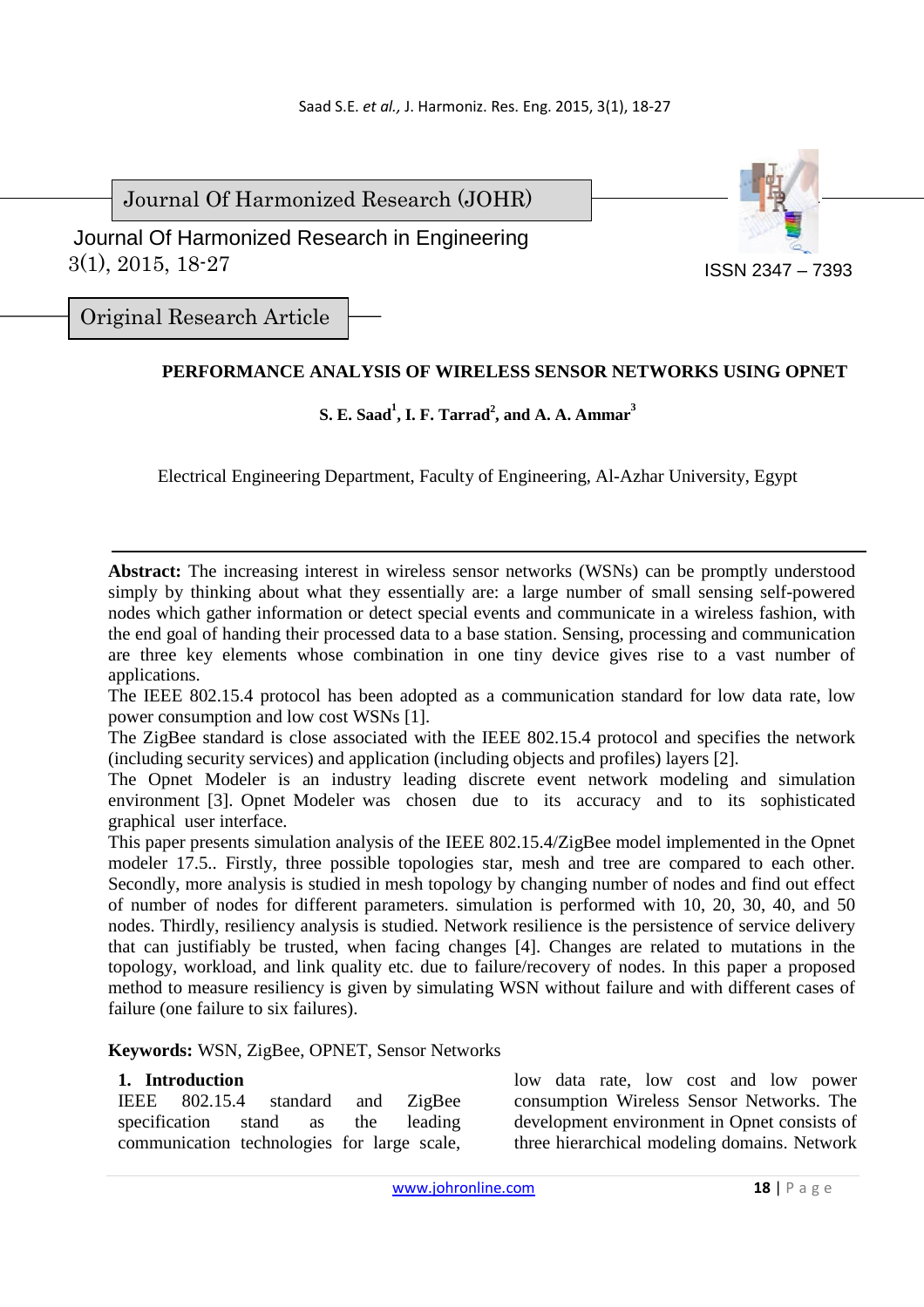Journal Of Harmonized Research (JOHR)

Journal Of Harmonized Research in Engineering

ISSN 2347 – 7393

Original Research Article

# PERFORMANCE ANALYSIS OF WIRELESS SENSOR NETWORKS USING OPNET

**S. E. Saad[1], I. F. Tarrad[2], and A. A. Ammar[3]**

Electrical Engineering Department, Faculty of Engineering, Al-Azhar University, Egypt

**Abstract:** The increasing interest in wireless sensor networks (WSNs) can be promptly understood simply by thinking about what they essentially are: a large number of small sensing self-powered nodes which gather information or detect special events and communicate in a wireless fashion, with the end goal of handing their processed data to a base station. Sensing, processing and communication are three key elements whose combination in one tiny device gives rise to a vast number of applications.

The IEEE 802.15.4 protocol has been adopted as a communication standard for low data rate, low power consumption and low cost WSNs [1].

The ZigBee standard is close associated with the IEEE 802.15.4 protocol and specifies the network (including security services) and application (including objects and profiles) layers [2].

The Opnet Modeler is an industry leading discrete event network modeling and simulation environment [3]. Opnet Modeler was chosen due to its accuracy and to its sophisticated graphical user interface.

This paper presents simulation analysis of the IEEE 802.15.4/ZigBee model implemented in the Opnet modeler 17.5.. Firstly, three possible topologies star, mesh and tree are compared to each other. Secondly, more analysis is studied in mesh topology by changing number of nodes and find out effect of number of nodes for different parameters. simulation is performed with 10, 20, 30, 40, and 50 nodes. Thirdly, resiliency analysis is studied. Network resilience is the persistence of service delivery that can justifiably be trusted, when facing changes [4]. Changes are related to mutations in the topology, workload, and link quality etc. due to failure/recovery of nodes. In this paper a proposed method to measure resiliency is given by simulating WSN without failure and with different cases of failure (one failure to six failures).

**Keywords:** WSN, ZigBee, OPNET, Sensor Networks

## 1. Introduction

IEEE 802.15.4 standard and ZigBee specification stand as the leading communication technologies for large scale, low data rate, low cost and low power consumption Wireless Sensor Networks. The development environment in Opnet consists of three hierarchical modeling domains. Network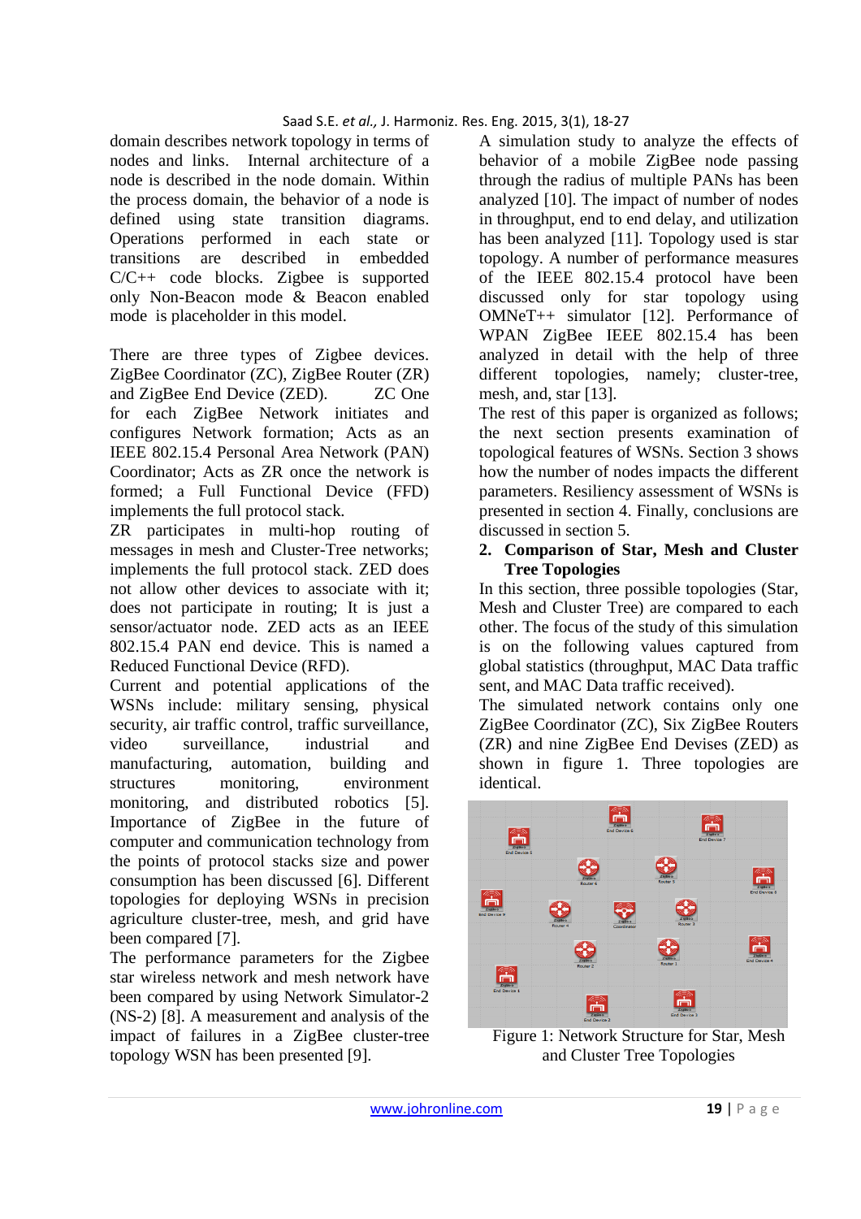domain describes network topology in terms of nodes and links. Internal architecture of a node is described in the node domain. Within the process domain, the behavior of a node is defined using state transition diagrams. Operations performed in each state or transitions are described in embedded C/C++ code blocks. Zigbee is supported only Non-Beacon mode & Beacon enabled mode is placeholder in this model.

There are three types of Zigbee devices. ZigBee Coordinator (ZC), ZigBee Router (ZR) and ZigBee End Device (ZED). ZC One for each ZigBee Network initiates and configures Network formation; Acts as an IEEE 802.15.4 Personal Area Network (PAN) Coordinator; Acts as ZR once the network is formed; a Full Functional Device (FFD) implements the full protocol stack.

ZR participates in multi-hop routing of messages in mesh and Cluster-Tree networks; implements the full protocol stack. ZED does not allow other devices to associate with it; does not participate in routing; It is just a sensor/actuator node. ZED acts as an IEEE 802.15.4 PAN end device. This is named a Reduced Functional Device (RFD).

Current and potential applications of the WSNs include: military sensing, physical security, air traffic control, traffic surveillance, video surveillance, industrial and manufacturing, automation, building and structures monitoring, environment monitoring, and distributed robotics [5]. Importance of ZigBee in the future of computer and communication technology from the points of protocol stacks size and power consumption has been discussed [6]. Different topologies for deploying WSNs in precision agriculture cluster-tree, mesh, and grid have been compared [7].

The performance parameters for the Zigbee star wireless network and mesh network have been compared by using Network Simulator-2 (NS-2) [8]. A measurement and analysis of the impact of failures in a ZigBee cluster-tree topology WSN has been presented [9].

A simulation study to analyze the effects of behavior of a mobile ZigBee node passing through the radius of multiple PANs has been analyzed [10]. The impact of number of nodes in throughput, end to end delay, and utilization has been analyzed [11]. Topology used is star topology. A number of performance measures of the IEEE 802.15.4 protocol have been discussed only for star topology using OMNeT++ simulator [12]. Performance of WPAN ZigBee IEEE 802.15.4 has been analyzed in detail with the help of three different topologies, namely; cluster-tree, mesh, and, star [13].

The rest of this paper is organized as follows; the next section presents examination of topological features of WSNs. Section 3 shows how the number of nodes impacts the different parameters. Resiliency assessment of WSNs is presented in section 4. Finally, conclusions are discussed in section 5.

## 2. Comparison of Star, Mesh and Cluster Tree Topologies

In this section, three possible topologies (Star, Mesh and Cluster Tree) are compared to each other. The focus of the study of this simulation is on the following values captured from global statistics (throughput, MAC Data traffic sent, and MAC Data traffic received).

The simulated network contains only one ZigBee Coordinator (ZC), Six ZigBee Routers (ZR) and nine ZigBee End Devises (ZED) as shown in figure 1. Three topologies are identical.

Figure 1: Network Structure for Star, Mesh and Cluster Tree Topologies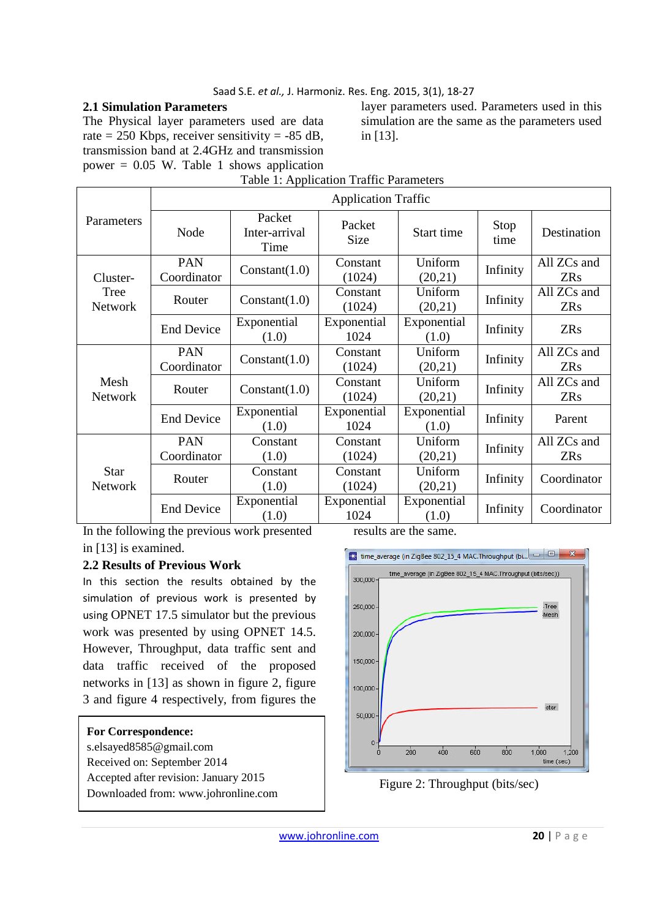## 2.1 Simulation Parameters

The Physical layer parameters used are data rate = 250 Kbps, receiver sensitivity = -85 dB, transmission band at 2.4GHz and transmission power = 0.05 W. Table 1 shows application layer parameters used. Parameters used in this simulation are the same as the parameters used in [13].

Table 1: Application Traffic Parameters

| Parameters | Application Traffic | | | | | |
|---|---|---|---|---|---|---|
| | Node | Packet Inter-arrival Time | Packet Size | Start time | Stop time | Destination |
| Cluster-Tree Network | PAN Coordinator | Constant(1.0) | Constant (1024) | Uniform (20,21) | Infinity | All ZCs and ZRs |
| | Router | Constant(1.0) | Constant (1024) | Uniform (20,21) | Infinity | All ZCs and ZRs |
| | End Device | Exponential (1.0) | Exponential 1024 | Exponential (1.0) | Infinity | ZRs |
| Mesh Network | PAN Coordinator | Constant(1.0) | Constant (1024) | Uniform (20,21) | Infinity | All ZCs and ZRs |
| | Router | Constant(1.0) | Constant (1024) | Uniform (20,21) | Infinity | All ZCs and ZRs |
| | End Device | Exponential (1.0) | Exponential 1024 | Exponential (1.0) | Infinity | Parent |
| Star Network | PAN Coordinator | Constant (1.0) | Constant (1024) | Uniform (20,21) | Infinity | All ZCs and ZRs |
| | Router | Constant (1.0) | Constant (1024) | Uniform (20,21) | Infinity | Coordinator |
| | End Device | Exponential (1.0) | Exponential 1024 | Exponential (1.0) | Infinity | Coordinator |

In the following the previous work presented in [13] is examined.

## 2.2 Results of Previous Work

In this section the results obtained by the simulation of previous work is presented by using OPNET 17.5 simulator but the previous work was presented by using OPNET 14.5. However, Throughput, data traffic sent and data traffic received of the proposed networks in [13] as shown in figure 2, figure 3 and figure 4 respectively, from figures the results are the same.

**For Correspondence:**
s.elsayed8585@gmail.com
Received on: September 2014
Accepted after revision: January 2015
Downloaded from: www.johronline.com

time_average (in ZigBee 802_15_4 MAC.Throughput (bi...
time_average (in ZigBee 802_15_4 MAC.Throughput (bits/sec))
300,000
250,000
200,000
150,000
100,000
50,000
0
0 200 400 600 800 1,000 1,200
time (sec)
Tree
Mesh
star

Figure 2: Throughput (bits/sec)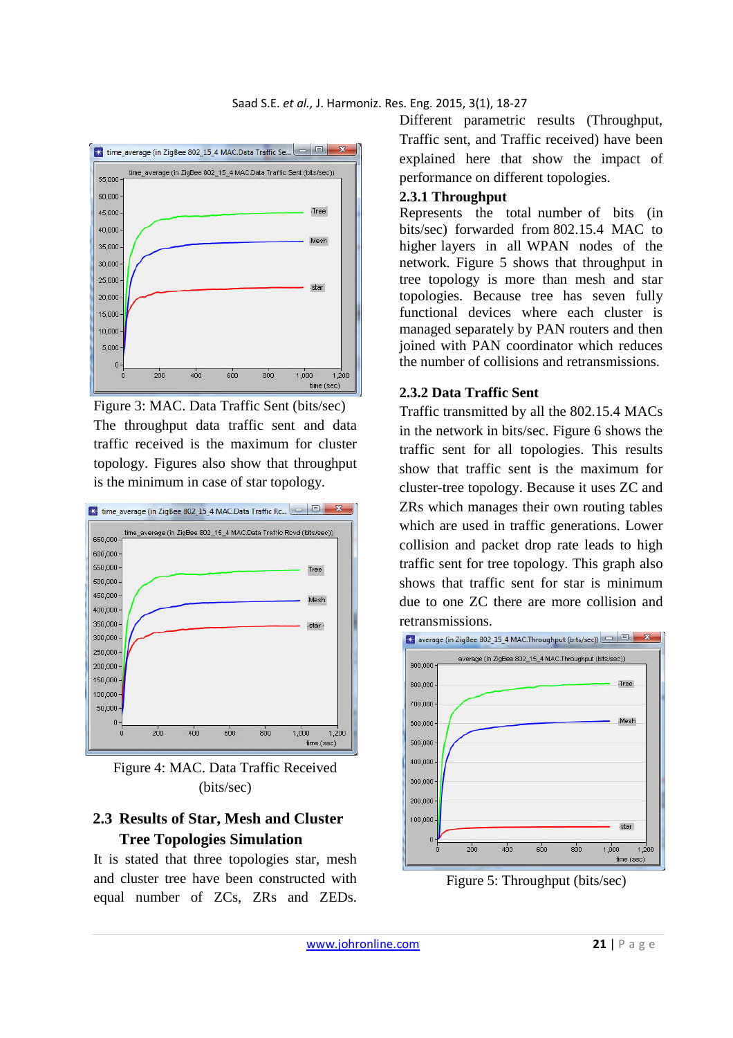time_average (in ZigBee 802_15_4 MAC.Data Traffic Se...

time_average (in ZigBee 802_15_4 MAC.Data Traffic Sent (bits/sec))

55,000
50,000
45,000
40,000
35,000
30,000
25,000
20,000
15,000
10,000
5,000
0

0 200 400 600 800 1,000 1,200
time (sec)

Tree
Mesh
star

Figure 3: MAC. Data Traffic Sent (bits/sec)

The throughput data traffic sent and data traffic received is the maximum for cluster topology. Figures also show that throughput is the minimum in case of star topology.

time_average (in ZigBee 802_15_4 MAC.Data Traffic Rc...

time_average (in ZigBee 802_15_4 MAC.Data Traffic Rcvd (bits/sec))

650,000
600,000
550,000
500,000
450,000
400,000
350,000
300,000
250,000
200,000
150,000
100,000
50,000
0

0 200 400 600 800 1,000 1,200
time (sec)

Tree
Mesh
star

Figure 4: MAC. Data Traffic Received (bits/sec)

## 2.3 Results of Star, Mesh and Cluster Tree Topologies Simulation

It is stated that three topologies star, mesh and cluster tree have been constructed with equal number of ZCs, ZRs and ZEDs. Different parametric results (Throughput, Traffic sent, and Traffic received) have been explained here that show the impact of performance on different topologies.

### 2.3.1 Throughput

Represents the total number of bits (in bits/sec) forwarded from 802.15.4 MAC to higher layers in all WPAN nodes of the network. Figure 5 shows that throughput in tree topology is more than mesh and star topologies. Because tree has seven fully functional devices where each cluster is managed separately by PAN routers and then joined with PAN coordinator which reduces the number of collisions and retransmissions.

### 2.3.2 Data Traffic Sent

Traffic transmitted by all the 802.15.4 MACs in the network in bits/sec. Figure 6 shows the traffic sent for all topologies. This results show that traffic sent is the maximum for cluster-tree topology. Because it uses ZC and ZRs which manages their own routing tables which are used in traffic generations. Lower collision and packet drop rate leads to high traffic sent for tree topology. This graph also shows that traffic sent for star is minimum due to one ZC there are more collision and retransmissions.

average (in ZigBee 802_15_4 MAC.Throughput (bits/sec))

average (in ZigBee 802_15_4 MAC.Throughput (bits/sec))

900,000
800,000
700,000
600,000
500,000
400,000
300,000
200,000
100,000
0

0 200 400 600 800 1,000 1,200
time (sec)

Tree
Mesh
star

Figure 5: Throughput (bits/sec)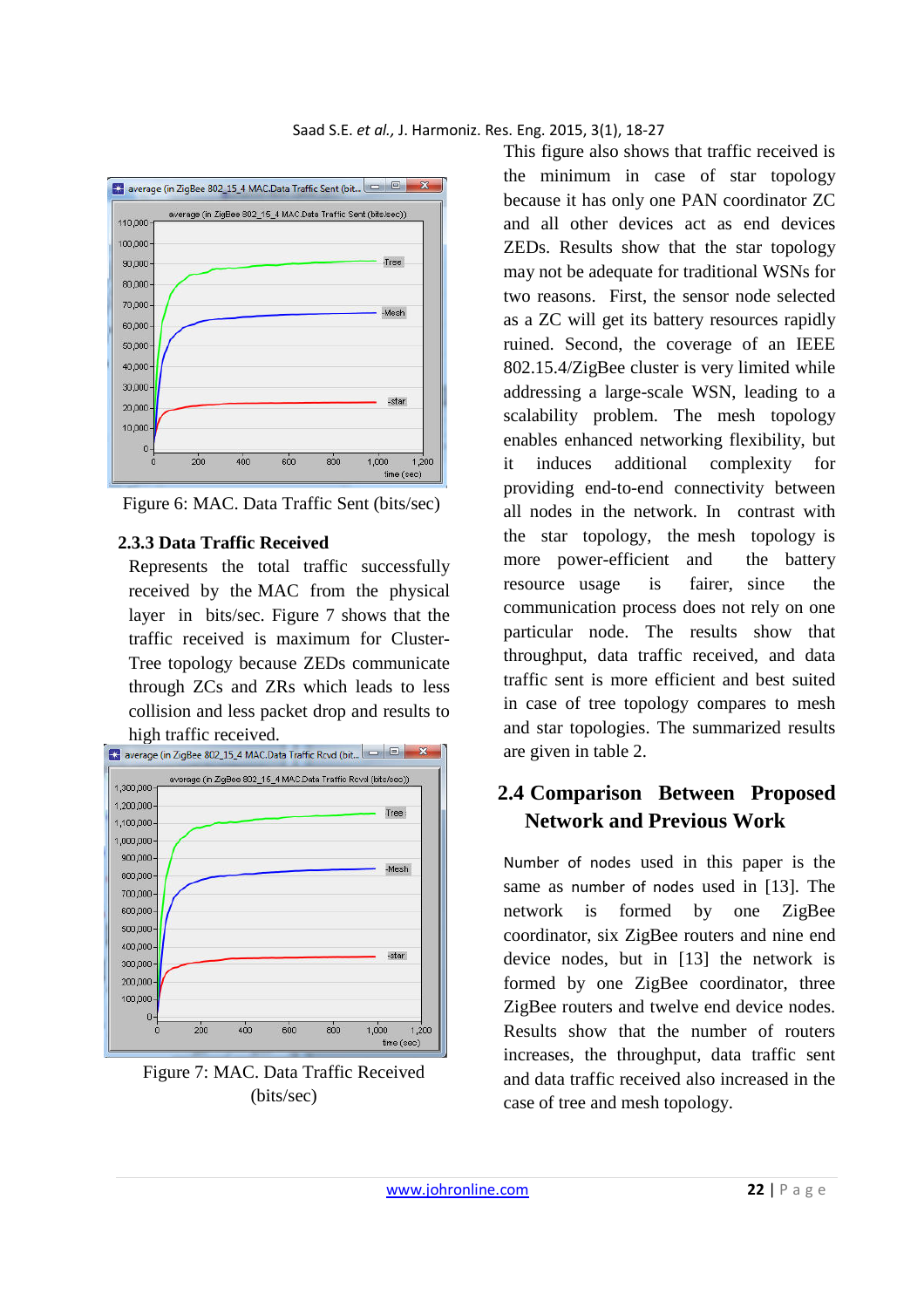average (in ZigBee 802_15_4 MAC.Data Traffic Sent (bits/sec))

110,000
100,000
90,000
80,000
70,000
60,000
50,000
40,000
30,000
20,000
10,000
0

0 200 400 600 800 1,000 1,200
time (sec)

Tree
Mesh
star

Figure 6: MAC. Data Traffic Sent (bits/sec)

### 2.3.3 Data Traffic Received

Represents the total traffic successfully received by the MAC from the physical layer in bits/sec. Figure 7 shows that the traffic received is maximum for Cluster-Tree topology because ZEDs communicate through ZCs and ZRs which leads to less collision and less packet drop and results to high traffic received.

average (in ZigBee 802_15_4 MAC.Data Traffic Rcvd (bits/sec))

1,300,000
1,200,000
1,100,000
1,000,000
900,000
800,000
700,000
600,000
500,000
400,000
300,000
200,000
100,000
0

0 200 400 600 800 1,000 1,200
time (sec)

Tree
Mesh
star

Figure 7: MAC. Data Traffic Received (bits/sec)

This figure also shows that traffic received is the minimum in case of star topology because it has only one PAN coordinator ZC and all other devices act as end devices ZEDs. Results show that the star topology may not be adequate for traditional WSNs for two reasons. First, the sensor node selected as a ZC will get its battery resources rapidly ruined. Second, the coverage of an IEEE 802.15.4/ZigBee cluster is very limited while addressing a large-scale WSN, leading to a scalability problem. The mesh topology enables enhanced networking flexibility, but it induces additional complexity for providing end-to-end connectivity between all nodes in the network. In contrast with the star topology, the mesh topology is more power-efficient and the battery resource usage is fairer, since the communication process does not rely on one particular node. The results show that throughput, data traffic received, and data traffic sent is more efficient and best suited in case of tree topology compares to mesh and star topologies. The summarized results are given in table 2.

## 2.4 Comparison Between Proposed Network and Previous Work

Number of nodes used in this paper is the same as number of nodes used in [13]. The network is formed by one ZigBee coordinator, six ZigBee routers and nine end device nodes, but in [13] the network is formed by one ZigBee coordinator, three ZigBee routers and twelve end device nodes. Results show that the number of routers increases, the throughput, data traffic sent and data traffic received also increased in the case of tree and mesh topology.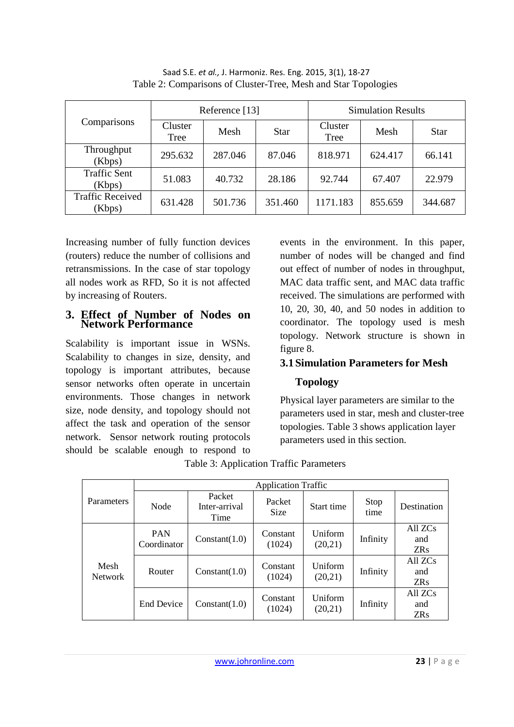Table 2: Comparisons of Cluster-Tree, Mesh and Star Topologies

| Comparisons | Reference [13] | | | Simulation Results | | |
|---|---|---|---|---|---|---|
| | Cluster Tree | Mesh | Star | Cluster Tree | Mesh | Star |
| Throughput (Kbps) | 295.632 | 287.046 | 87.046 | 818.971 | 624.417 | 66.141 |
| Traffic Sent (Kbps) | 51.083 | 40.732 | 28.186 | 92.744 | 67.407 | 22.979 |
| Traffic Received (Kbps) | 631.428 | 501.736 | 351.460 | 1171.183 | 855.659 | 344.687 |

Increasing number of fully function devices (routers) reduce the number of collisions and retransmissions. In the case of star topology all nodes work as RFD, So it is not affected by increasing of Routers.

## 3. Effect of Number of Nodes on Network Performance

Scalability is important issue in WSNs. Scalability to changes in size, density, and topology is important attributes, because sensor networks often operate in uncertain environments. Those changes in network size, node density, and topology should not affect the task and operation of the sensor network. Sensor network routing protocols should be scalable enough to respond to events in the environment. In this paper, number of nodes will be changed and find out effect of number of nodes in throughput, MAC data traffic sent, and MAC data traffic received. The simulations are performed with 10, 20, 30, 40, and 50 nodes in addition to coordinator. The topology used is mesh topology. Network structure is shown in figure 8.

### 3.1 Simulation Parameters for Mesh Topology

Physical layer parameters are similar to the parameters used in star, mesh and cluster-tree topologies. Table 3 shows application layer parameters used in this section.

Table 3: Application Traffic Parameters

| Parameters | Application Traffic | | | | | |
|---|---|---|---|---|---|---|
| | Node | Packet Inter-arrival Time | Packet Size | Start time | Stop time | Destination |
| Mesh Network | PAN Coordinator | Constant(1.0) | Constant (1024) | Uniform (20,21) | Infinity | All ZCs and ZRs |
| | Router | Constant(1.0) | Constant (1024) | Uniform (20,21) | Infinity | All ZCs and ZRs |
| | End Device | Constant(1.0) | Constant (1024) | Uniform (20,21) | Infinity | All ZCs and ZRs |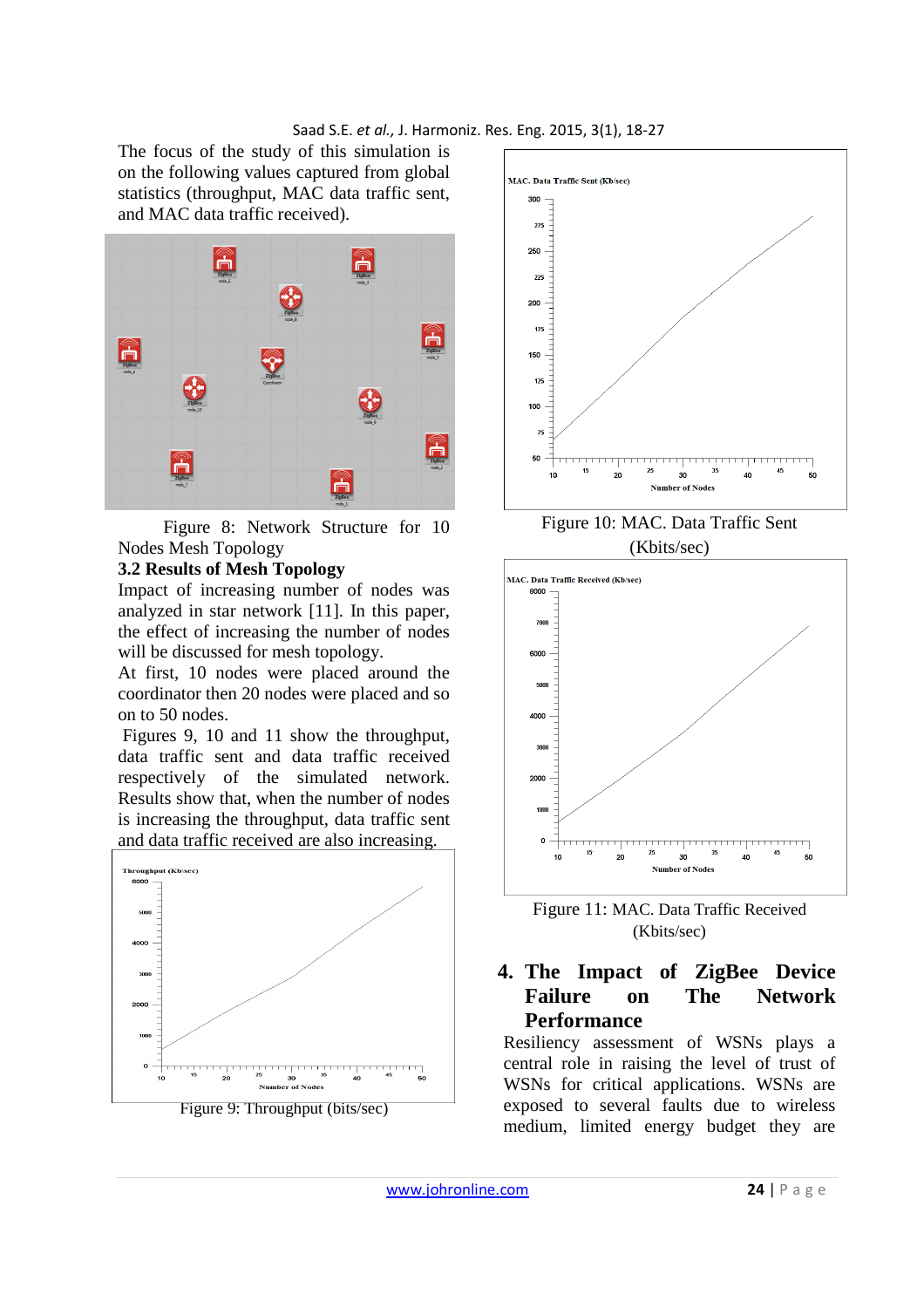The focus of the study of this simulation is on the following values captured from global statistics (throughput, MAC data traffic sent, and MAC data traffic received).

Figure 8: Network Structure for 10 Nodes Mesh Topology

### 3.2 Results of Mesh Topology

Impact of increasing number of nodes was analyzed in star network [11]. In this paper, the effect of increasing the number of nodes will be discussed for mesh topology.

At first, 10 nodes were placed around the coordinator then 20 nodes were placed and so on to 50 nodes.

Figures 9, 10 and 11 show the throughput, data traffic sent and data traffic received respectively of the simulated network. Results show that, when the number of nodes is increasing the throughput, data traffic sent and data traffic received are also increasing.

Throughput (Kb/sec)
6000
5000
4000
3000
2000
1000
0
10 15 20 25 30 35 40 45 50
Number of Nodes

Figure 9: Throughput (bits/sec)

MAC. Data Traffic Sent (Kb/sec)
300
275
250
225
200
175
150
125
100
75
50
10 15 20 25 30 35 40 45 50
Number of Nodes

Figure 10: MAC. Data Traffic Sent (Kbits/sec)

MAC. Data Traffic Received (Kb/sec)
8000
7000
6000
5000
4000
3000
2000
1000
0
10 15 20 25 30 35 40 45 50
Number of Nodes

Figure 11: MAC. Data Traffic Received (Kbits/sec)

## 4. The Impact of ZigBee Device Failure on The Network Performance

Resiliency assessment of WSNs plays a central role in raising the level of trust of WSNs for critical applications. WSNs are exposed to several faults due to wireless medium, limited energy budget they are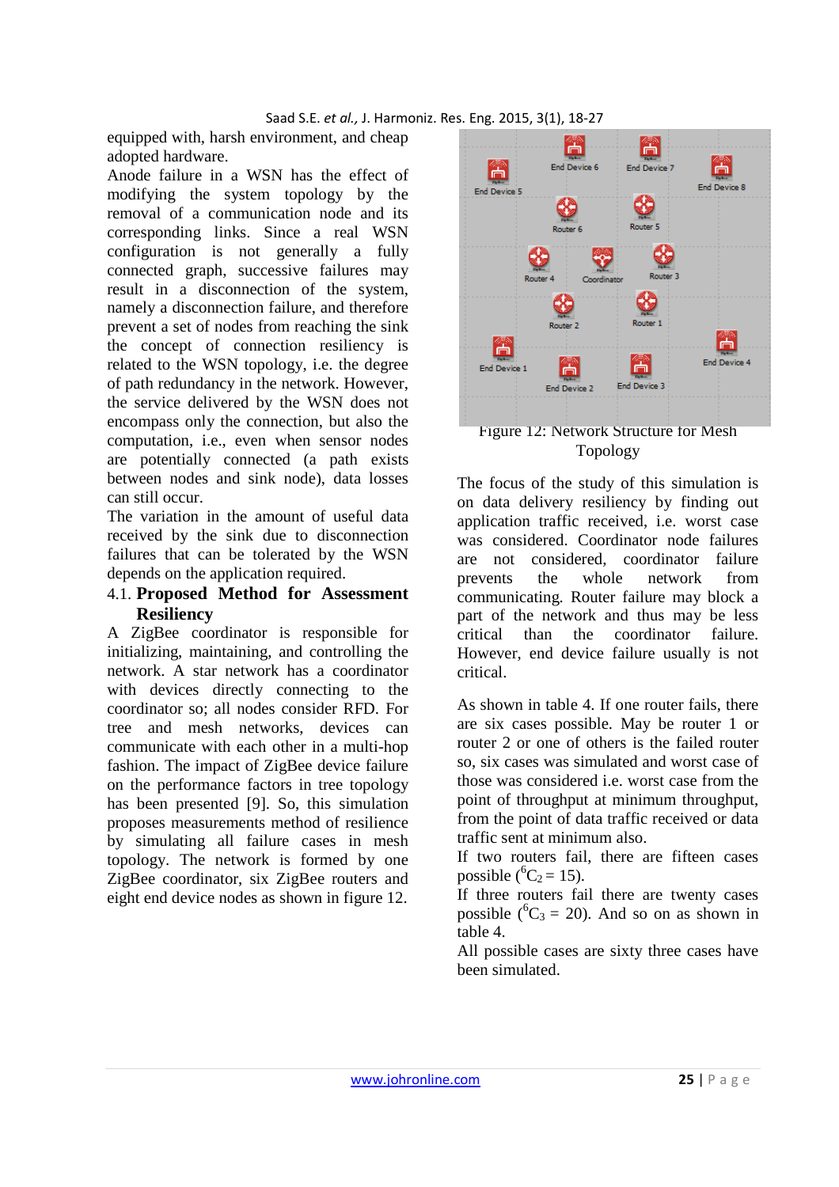equipped with, harsh environment, and cheap adopted hardware.

Anode failure in a WSN has the effect of modifying the system topology by the removal of a communication node and its corresponding links. Since a real WSN configuration is not generally a fully connected graph, successive failures may result in a disconnection of the system, namely a disconnection failure, and therefore prevent a set of nodes from reaching the sink the concept of connection resiliency is related to the WSN topology, i.e. the degree of path redundancy in the network. However, the service delivered by the WSN does not encompass only the connection, but also the computation, i.e., even when sensor nodes are potentially connected (a path exists between nodes and sink node), data losses can still occur.

The variation in the amount of useful data received by the sink due to disconnection failures that can be tolerated by the WSN depends on the application required.

## 4.1. Proposed Method for Assessment Resiliency

A ZigBee coordinator is responsible for initializing, maintaining, and controlling the network. A star network has a coordinator with devices directly connecting to the coordinator so; all nodes consider RFD. For tree and mesh networks, devices can communicate with each other in a multi-hop fashion. The impact of ZigBee device failure on the performance factors in tree topology has been presented [9]. So, this simulation proposes measurements method of resilience by simulating all failure cases in mesh topology. The network is formed by one ZigBee coordinator, six ZigBee routers and eight end device nodes as shown in figure 12.

End Device 5
End Device 6
End Device 7
End Device 8
Router 6
Router 5
Router 4
Coordinator
Router 3
Router 2
Router 1
End Device 1
End Device 2
End Device 3
End Device 4

Figure 12: Network Structure for Mesh Topology

The focus of the study of this simulation is on data delivery resiliency by finding out application traffic received, i.e. worst case was considered. Coordinator node failures are not considered, coordinator failure prevents the whole network from communicating. Router failure may block a part of the network and thus may be less critical than the coordinator failure. However, end device failure usually is not critical.

As shown in table 4. If one router fails, there are six cases possible. May be router 1 or router 2 or one of others is the failed router so, six cases was simulated and worst case of those was considered i.e. worst case from the point of throughput at minimum throughput, from the point of data traffic received or data traffic sent at minimum also.

If two routers fail, there are fifteen cases possible (${}^{6}C_{2} = 15$).

If three routers fail there are twenty cases possible (${}^{6}C_{3} = 20$). And so on as shown in table 4.

All possible cases are sixty three cases have been simulated.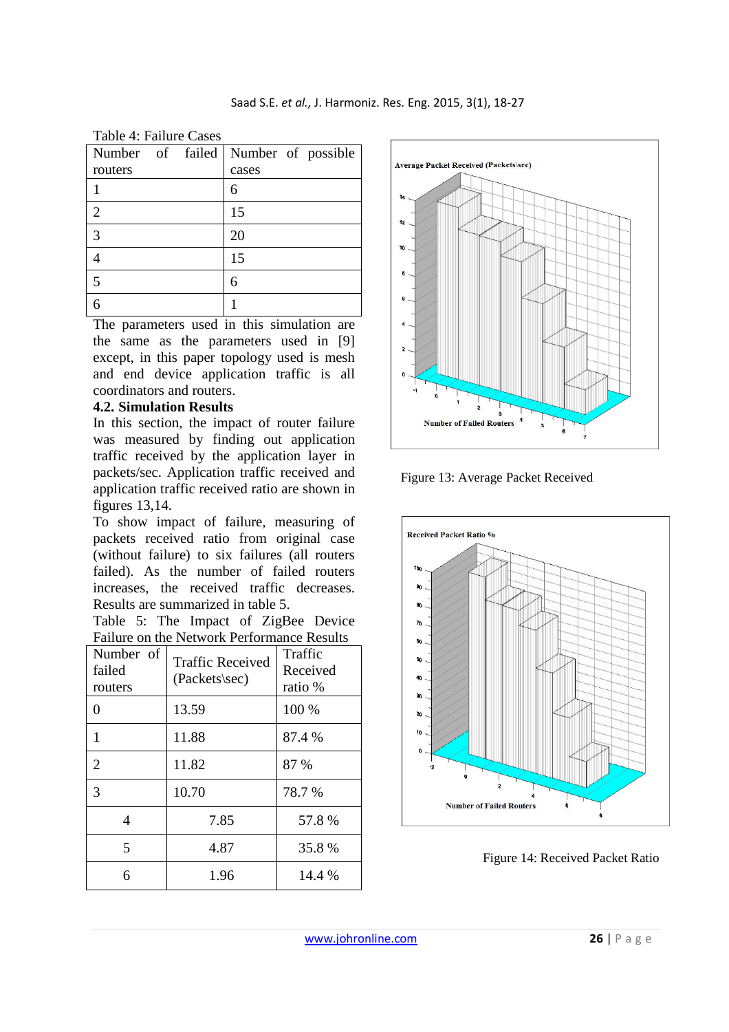Table 4: Failure Cases

| Number of failed routers | Number of possible cases |
|---|---|
| 1 | 6 |
| 2 | 15 |
| 3 | 20 |
| 4 | 15 |
| 5 | 6 |
| 6 | 1 |

The parameters used in this simulation are the same as the parameters used in [9] except, in this paper topology used is mesh and end device application traffic is all coordinators and routers.

### 4.2. Simulation Results

In this section, the impact of router failure was measured by finding out application traffic received by the application layer in packets/sec. Application traffic received and application traffic received ratio are shown in figures 13,14.

To show impact of failure, measuring of packets received ratio from original case (without failure) to six failures (all routers failed). As the number of failed routers increases, the received traffic decreases. Results are summarized in table 5.

Table 5: The Impact of ZigBee Device Failure on the Network Performance Results

| Number of failed routers | Traffic Received (Packets\sec) | Traffic Received ratio % |
|---|---|---|
| 0 | 13.59 | 100 % |
| 1 | 11.88 | 87.4 % |
| 2 | 11.82 | 87 % |
| 3 | 10.70 | 78.7 % |
| 4 | 7.85 | 57.8 % |
| 5 | 4.87 | 35.8 % |
| 6 | 1.96 | 14.4 % |

Average Packet Received (Packets\sec)

14
12
10
8
6
4
2
0

-1 0 1 2 3 4 5 6 7

Number of Failed Routers

Figure 13: Average Packet Received

Received Packet Ratio %

100
90
80
70
60
50
40
30
20
10
0

-2 0 2 4 6 8

Number of Failed Routers

Figure 14: Received Packet Ratio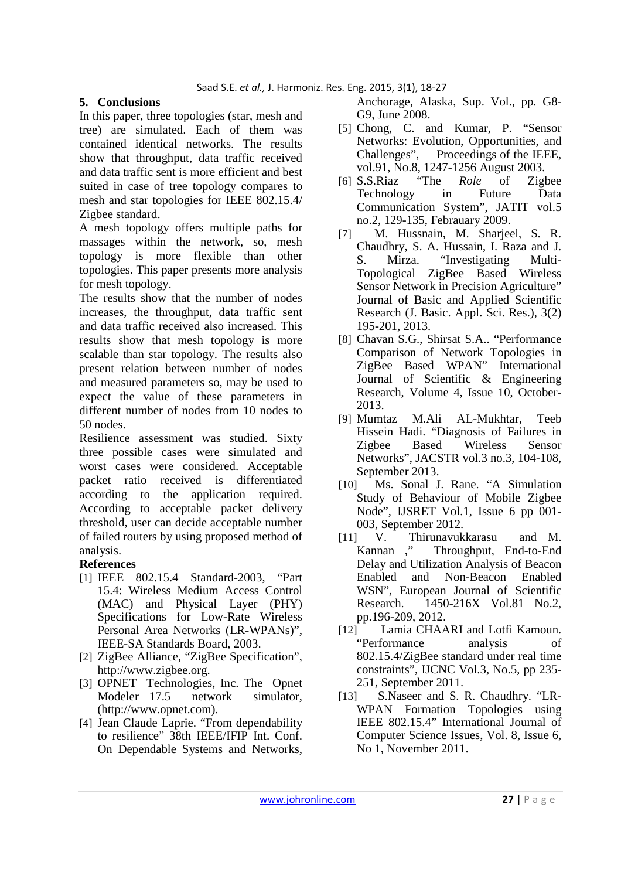## 5. Conclusions

In this paper, three topologies (star, mesh and tree) are simulated. Each of them was contained identical networks. The results show that throughput, data traffic received and data traffic sent is more efficient and best suited in case of tree topology compares to mesh and star topologies for IEEE 802.15.4/ Zigbee standard.

A mesh topology offers multiple paths for massages within the network, so, mesh topology is more flexible than other topologies. This paper presents more analysis for mesh topology.

The results show that the number of nodes increases, the throughput, data traffic sent and data traffic received also increased. This results show that mesh topology is more scalable than star topology. The results also present relation between number of nodes and measured parameters so, may be used to expect the value of these parameters in different number of nodes from 10 nodes to 50 nodes.

Resilience assessment was studied. Sixty three possible cases were simulated and worst cases were considered. Acceptable packet ratio received is differentiated according to the application required. According to acceptable packet delivery threshold, user can decide acceptable number of failed routers by using proposed method of analysis.

## References

[1] IEEE 802.15.4 Standard-2003, "Part 15.4: Wireless Medium Access Control (MAC) and Physical Layer (PHY) Specifications for Low-Rate Wireless Personal Area Networks (LR-WPANs)", IEEE-SA Standards Board, 2003.

[2] ZigBee Alliance, "ZigBee Specification", http://www.zigbee.org.

[3] OPNET Technologies, Inc. The Opnet Modeler 17.5 network simulator, (http://www.opnet.com).

[4] Jean Claude Laprie. "From dependability to resilience" 38th IEEE/IFIP Int. Conf. On Dependable Systems and Networks, Anchorage, Alaska, Sup. Vol., pp. G8-G9, June 2008.

[5] Chong, C. and Kumar, P. "Sensor Networks: Evolution, Opportunities, and Challenges", Proceedings of the IEEE, vol.91, No.8, 1247-1256 August 2003.

[6] S.S.Riaz "The *Role* of Zigbee Technology in Future Data Communication System", JATIT vol.5 no.2, 129-135, Febrauary 2009.

[7] M. Hussnain, M. Sharjeel, S. R. Chaudhry, S. A. Hussain, I. Raza and J. S. Mirza. "Investigating Multi-Topological ZigBee Based Wireless Sensor Network in Precision Agriculture" Journal of Basic and Applied Scientific Research (J. Basic. Appl. Sci. Res.), 3(2) 195-201, 2013.

[8] Chavan S.G., Shirsat S.A.. "Performance Comparison of Network Topologies in ZigBee Based WPAN" International Journal of Scientific & Engineering Research, Volume 4, Issue 10, October-2013.

[9] Mumtaz M.Ali AL-Mukhtar, Teeb Hissein Hadi. "Diagnosis of Failures in Zigbee Based Wireless Sensor Networks", JACSTR vol.3 no.3, 104-108, September 2013.

[10] Ms. Sonal J. Rane. "A Simulation Study of Behaviour of Mobile Zigbee Node", IJSRET Vol.1, Issue 6 pp 001-003, September 2012.

[11] V. Thirunavukkarasu and M. Kannan ," Throughput, End-to-End Delay and Utilization Analysis of Beacon Enabled and Non-Beacon Enabled WSN", European Journal of Scientific Research. 1450-216X Vol.81 No.2, pp.196-209, 2012.

[12] Lamia CHAARI and Lotfi Kamoun. "Performance analysis of 802.15.4/ZigBee standard under real time constraints", IJCNC Vol.3, No.5, pp 235-251, September 2011.

[13] S.Naseer and S. R. Chaudhry. "LR-WPAN Formation Topologies using IEEE 802.15.4" International Journal of Computer Science Issues, Vol. 8, Issue 6, No 1, November 2011.